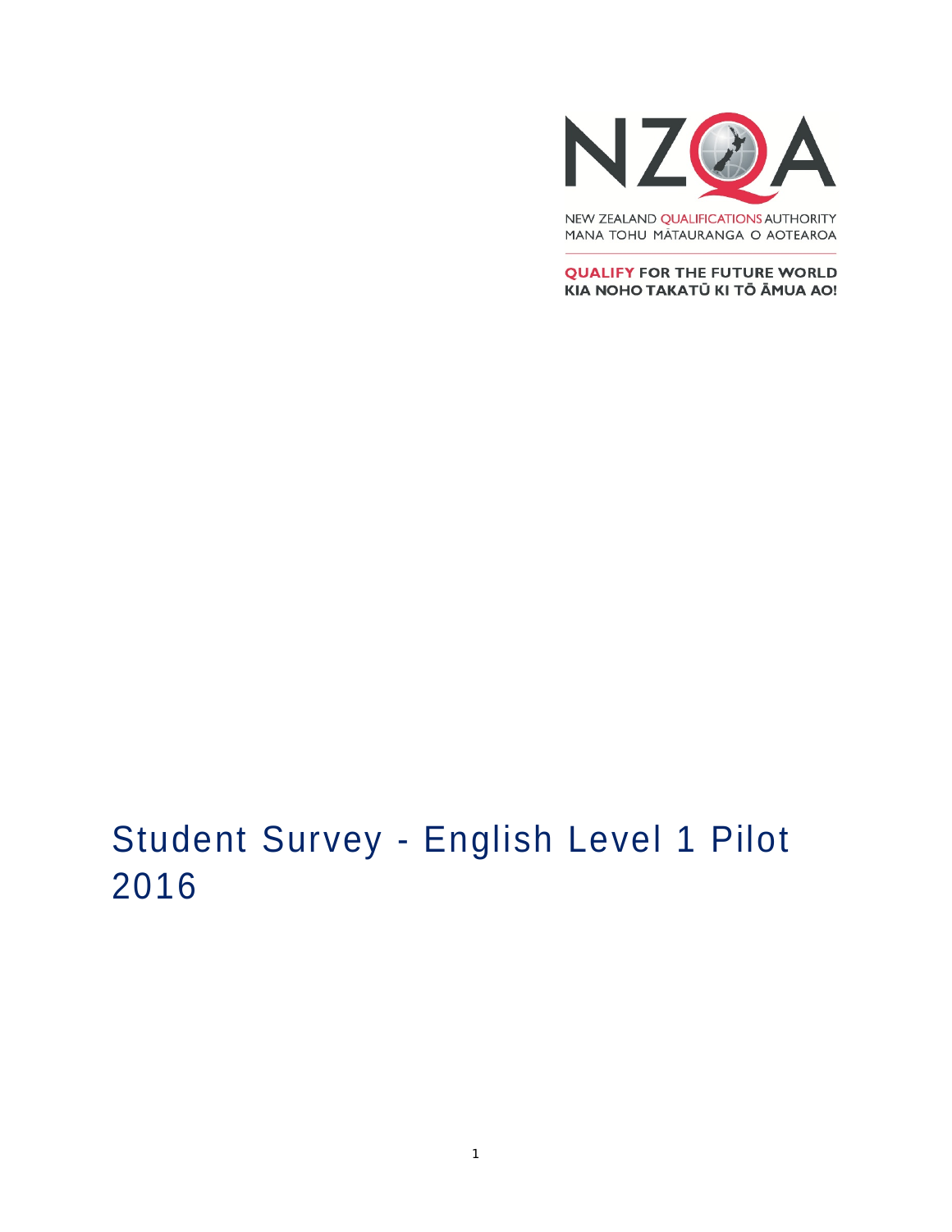NZQA

NEW ZEALAND QUALIFICATIONS AUTHORITY
MANA TOHU MĀTAURANGA O AOTEAROA

QUALIFY FOR THE FUTURE WORLD
KIA NOHO TAKATŪ KI TŌ ĀMUA AO!

# Student Survey - English Level 1 Pilot 2016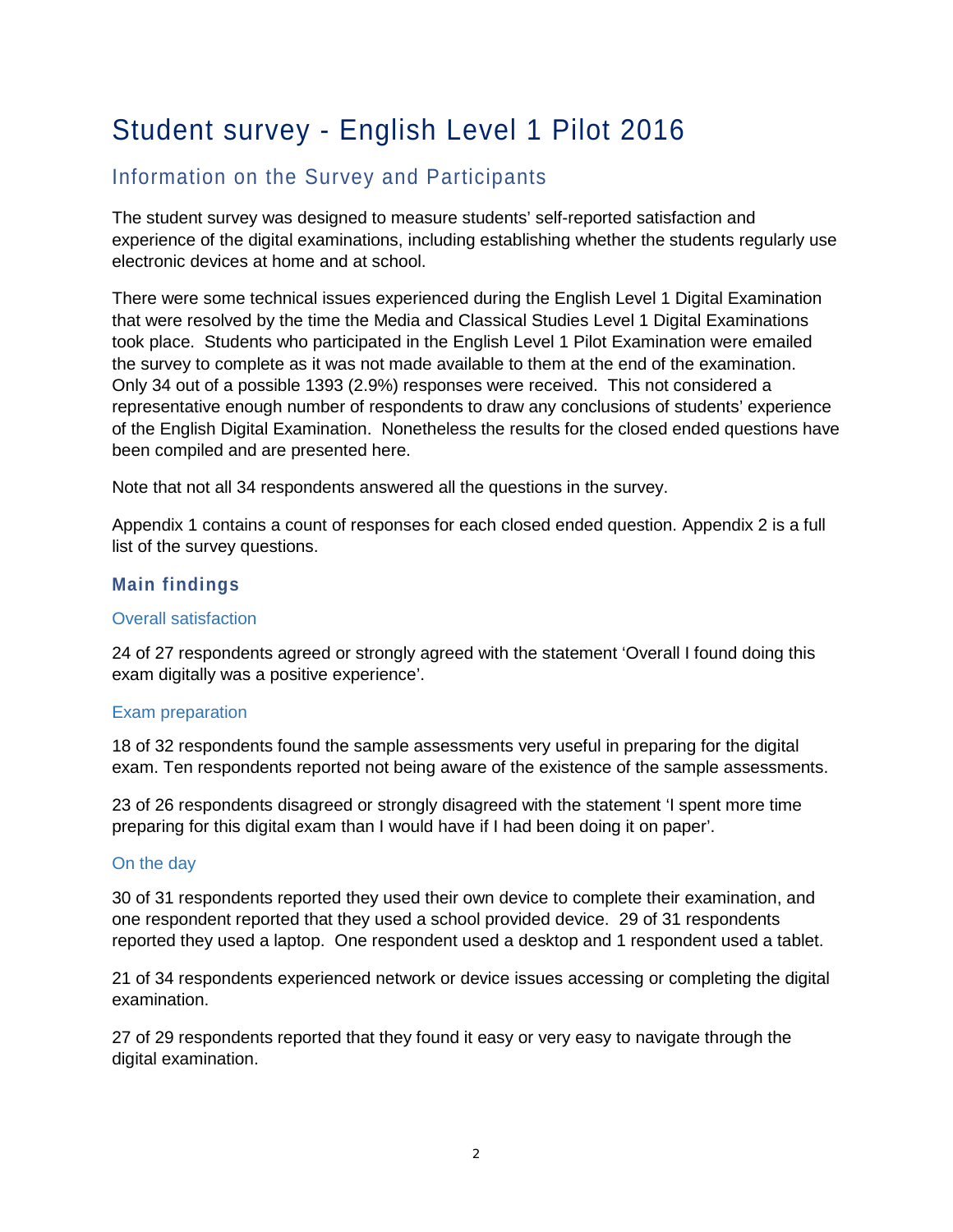# Student survey - English Level 1 Pilot 2016

## Information on the Survey and Participants

The student survey was designed to measure students' self-reported satisfaction and experience of the digital examinations, including establishing whether the students regularly use electronic devices at home and at school.

There were some technical issues experienced during the English Level 1 Digital Examination that were resolved by the time the Media and Classical Studies Level 1 Digital Examinations took place. Students who participated in the English Level 1 Pilot Examination were emailed the survey to complete as it was not made available to them at the end of the examination. Only 34 out of a possible 1393 (2.9%) responses were received. This not considered a representative enough number of respondents to draw any conclusions of students' experience of the English Digital Examination. Nonetheless the results for the closed ended questions have been compiled and are presented here.

Note that not all 34 respondents answered all the questions in the survey.

Appendix 1 contains a count of responses for each closed ended question. Appendix 2 is a full list of the survey questions.

### Main findings

#### Overall satisfaction

24 of 27 respondents agreed or strongly agreed with the statement 'Overall I found doing this exam digitally was a positive experience'.

#### Exam preparation

18 of 32 respondents found the sample assessments very useful in preparing for the digital exam. Ten respondents reported not being aware of the existence of the sample assessments.

23 of 26 respondents disagreed or strongly disagreed with the statement 'I spent more time preparing for this digital exam than I would have if I had been doing it on paper'.

#### On the day

30 of 31 respondents reported they used their own device to complete their examination, and one respondent reported that they used a school provided device. 29 of 31 respondents reported they used a laptop. One respondent used a desktop and 1 respondent used a tablet.

21 of 34 respondents experienced network or device issues accessing or completing the digital examination.

27 of 29 respondents reported that they found it easy or very easy to navigate through the digital examination.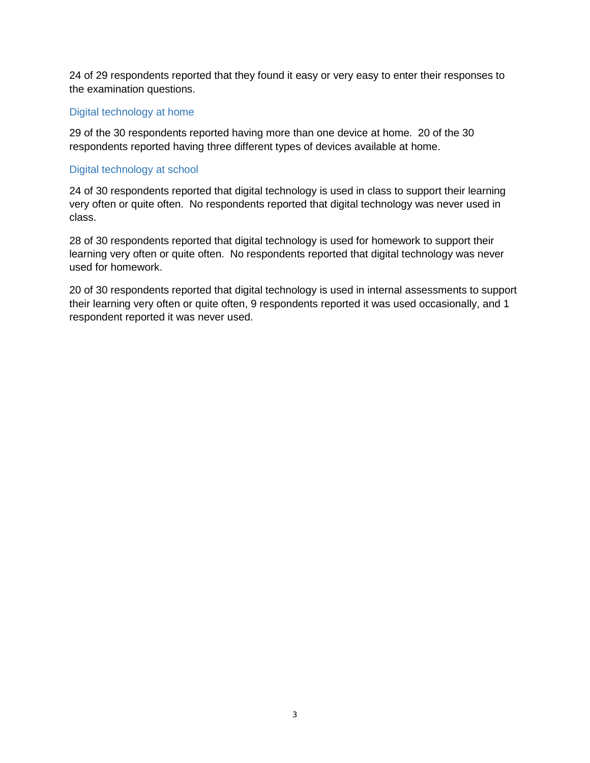24 of 29 respondents reported that they found it easy or very easy to enter their responses to the examination questions.

## Digital technology at home

29 of the 30 respondents reported having more than one device at home. 20 of the 30 respondents reported having three different types of devices available at home.

## Digital technology at school

24 of 30 respondents reported that digital technology is used in class to support their learning very often or quite often. No respondents reported that digital technology was never used in class.

28 of 30 respondents reported that digital technology is used for homework to support their learning very often or quite often. No respondents reported that digital technology was never used for homework.

20 of 30 respondents reported that digital technology is used in internal assessments to support their learning very often or quite often, 9 respondents reported it was used occasionally, and 1 respondent reported it was never used.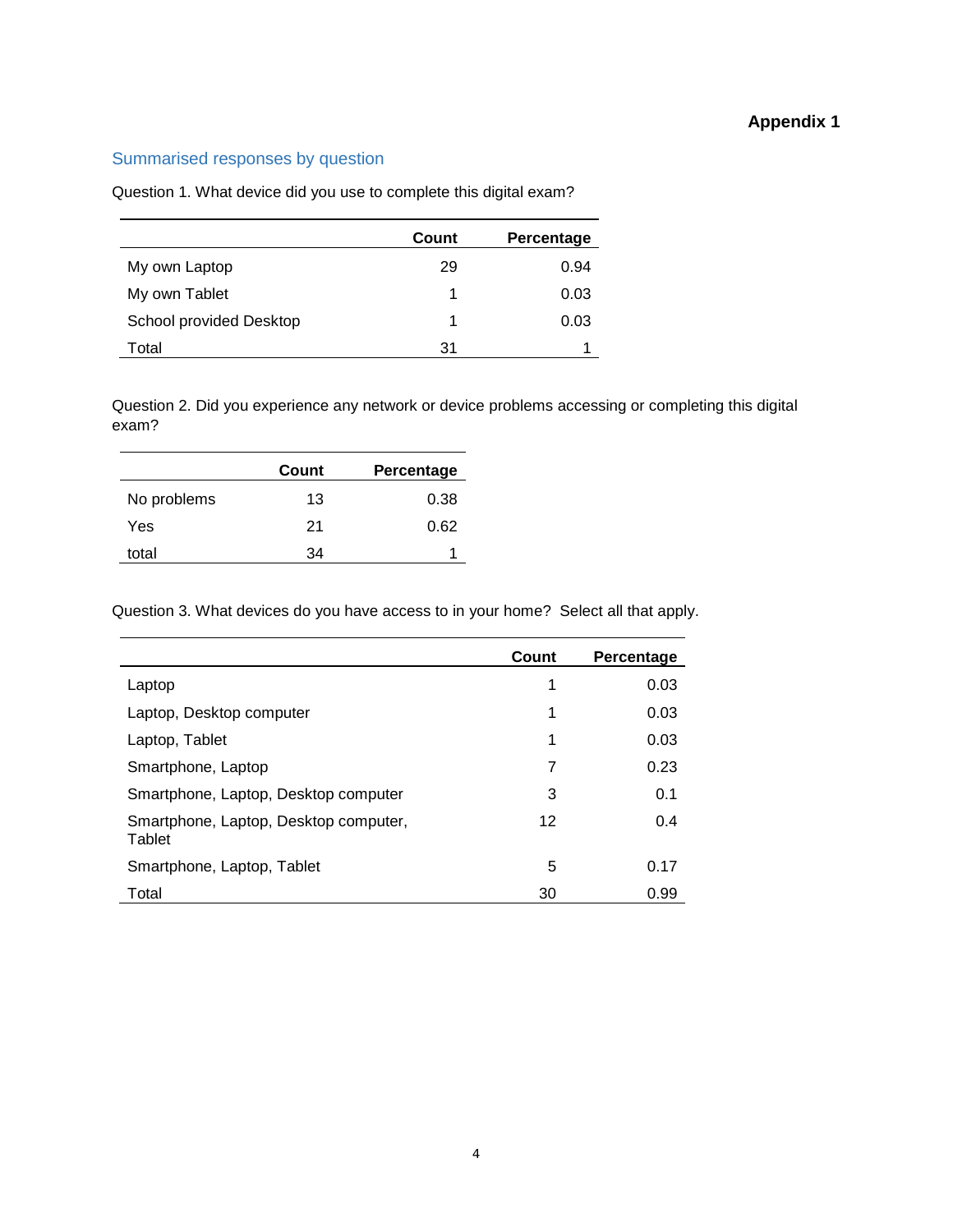**Appendix 1**

## Summarised responses by question

Question 1. What device did you use to complete this digital exam?

| | Count | Percentage |
|---|---|---|
| My own Laptop | 29 | 0.94 |
| My own Tablet | 1 | 0.03 |
| School provided Desktop | 1 | 0.03 |
| Total | 31 | 1 |

Question 2. Did you experience any network or device problems accessing or completing this digital exam?

| | Count | Percentage |
|---|---|---|
| No problems | 13 | 0.38 |
| Yes | 21 | 0.62 |
| total | 34 | 1 |

Question 3. What devices do you have access to in your home? Select all that apply.

| | Count | Percentage |
|---|---|---|
| Laptop | 1 | 0.03 |
| Laptop, Desktop computer | 1 | 0.03 |
| Laptop, Tablet | 1 | 0.03 |
| Smartphone, Laptop | 7 | 0.23 |
| Smartphone, Laptop, Desktop computer | 3 | 0.1 |
| Smartphone, Laptop, Desktop computer, Tablet | 12 | 0.4 |
| Smartphone, Laptop, Tablet | 5 | 0.17 |
| Total | 30 | 0.99 |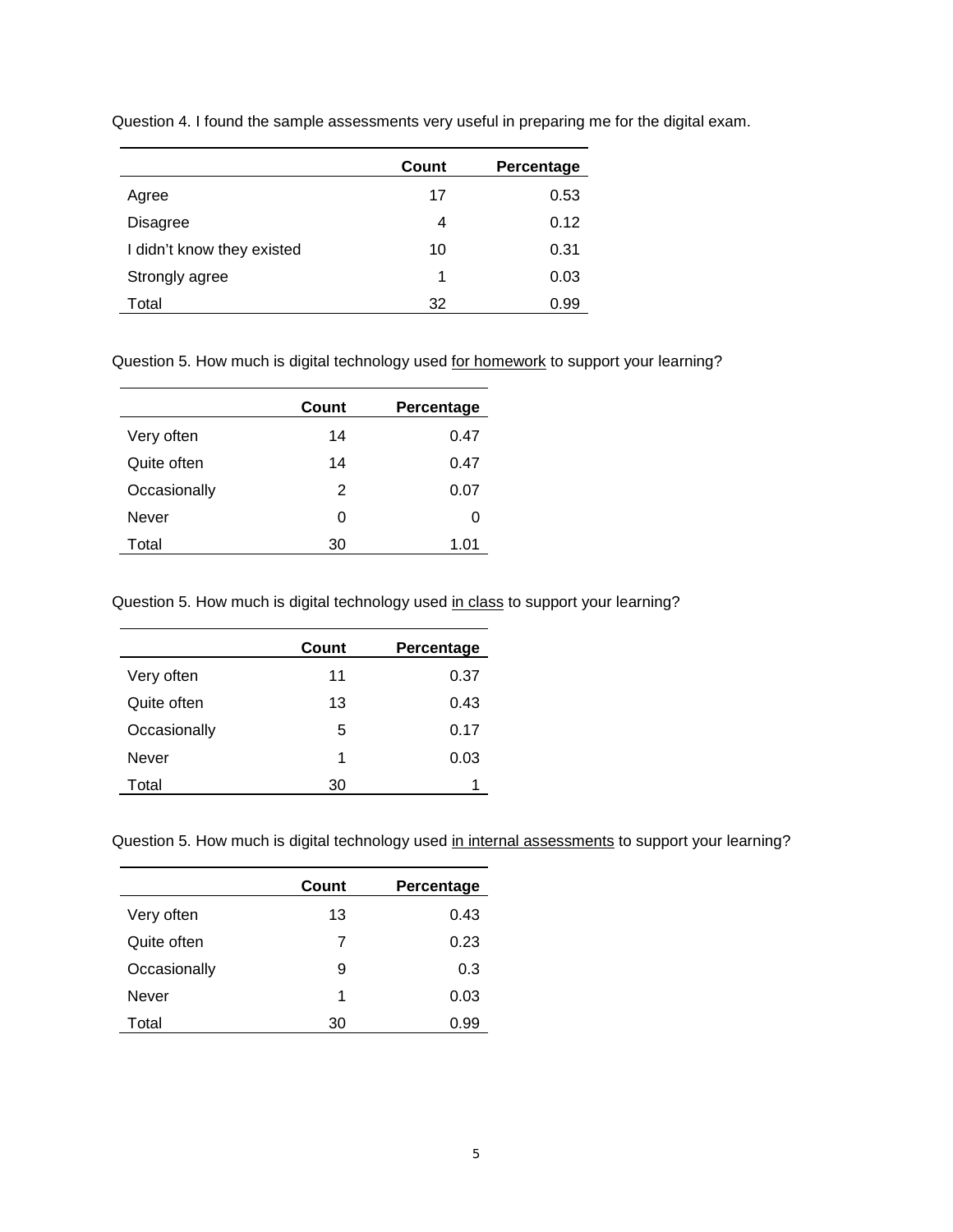Question 4. I found the sample assessments very useful in preparing me for the digital exam.

| | Count | Percentage |
|---|---|---|
| Agree | 17 | 0.53 |
| Disagree | 4 | 0.12 |
| I didn’t know they existed | 10 | 0.31 |
| Strongly agree | 1 | 0.03 |
| Total | 32 | 0.99 |

Question 5. How much is digital technology used <u>for homework</u> to support your learning?

| | Count | Percentage |
|---|---|---|
| Very often | 14 | 0.47 |
| Quite often | 14 | 0.47 |
| Occasionally | 2 | 0.07 |
| Never | 0 | 0 |
| Total | 30 | 1.01 |

Question 5. How much is digital technology used <u>in class</u> to support your learning?

| | Count | Percentage |
|---|---|---|
| Very often | 11 | 0.37 |
| Quite often | 13 | 0.43 |
| Occasionally | 5 | 0.17 |
| Never | 1 | 0.03 |
| Total | 30 | 1 |

Question 5. How much is digital technology used <u>in internal assessments</u> to support your learning?

| | Count | Percentage |
|---|---|---|
| Very often | 13 | 0.43 |
| Quite often | 7 | 0.23 |
| Occasionally | 9 | 0.3 |
| Never | 1 | 0.03 |
| Total | 30 | 0.99 |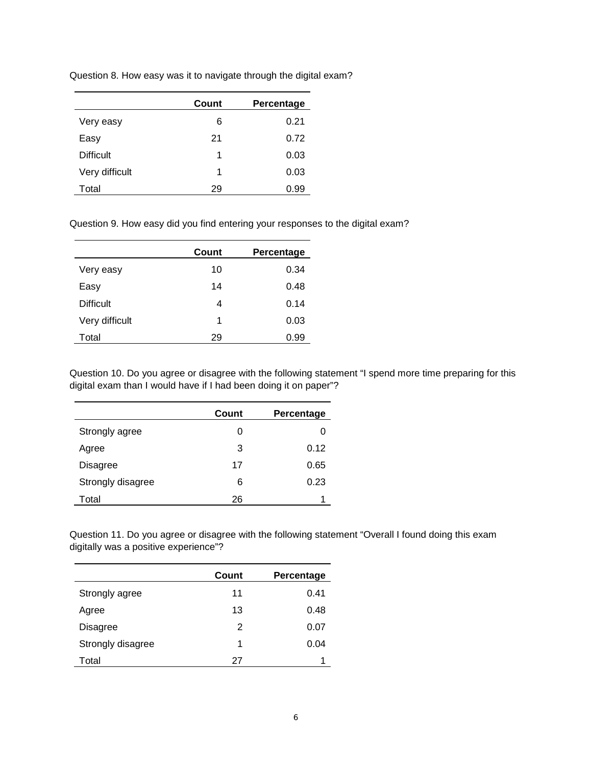Question 8. How easy was it to navigate through the digital exam?

| | Count | Percentage |
|---|---|---|
| Very easy | 6 | 0.21 |
| Easy | 21 | 0.72 |
| Difficult | 1 | 0.03 |
| Very difficult | 1 | 0.03 |
| Total | 29 | 0.99 |

Question 9. How easy did you find entering your responses to the digital exam?

| | Count | Percentage |
|---|---|---|
| Very easy | 10 | 0.34 |
| Easy | 14 | 0.48 |
| Difficult | 4 | 0.14 |
| Very difficult | 1 | 0.03 |
| Total | 29 | 0.99 |

Question 10. Do you agree or disagree with the following statement "I spend more time preparing for this digital exam than I would have if I had been doing it on paper"?

| | Count | Percentage |
|---|---|---|
| Strongly agree | 0 | 0 |
| Agree | 3 | 0.12 |
| Disagree | 17 | 0.65 |
| Strongly disagree | 6 | 0.23 |
| Total | 26 | 1 |

Question 11. Do you agree or disagree with the following statement "Overall I found doing this exam digitally was a positive experience"?

| | Count | Percentage |
|---|---|---|
| Strongly agree | 11 | 0.41 |
| Agree | 13 | 0.48 |
| Disagree | 2 | 0.07 |
| Strongly disagree | 1 | 0.04 |
| Total | 27 | 1 |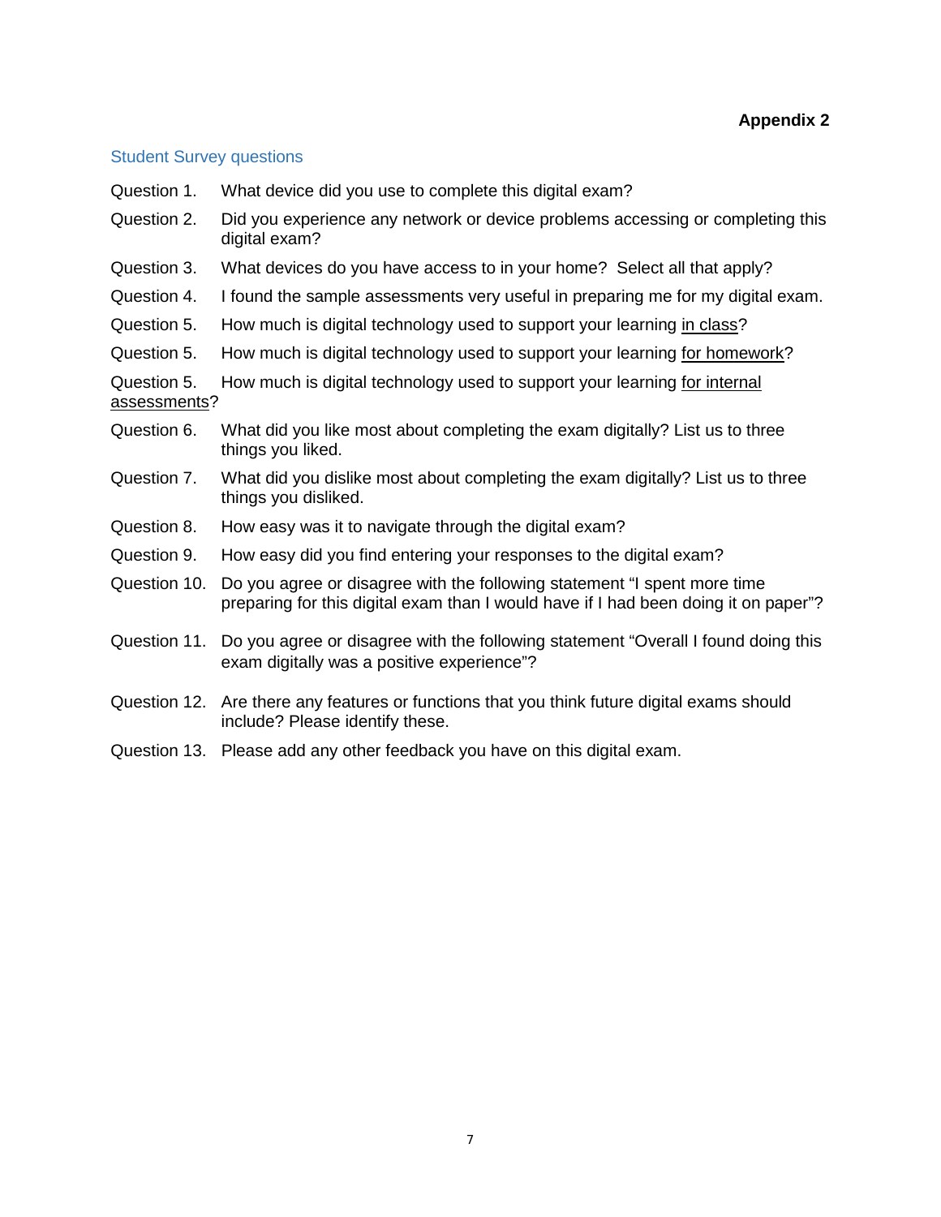**Appendix 2**

## Student Survey questions

Question 1. What device did you use to complete this digital exam?

Question 2. Did you experience any network or device problems accessing or completing this digital exam?

Question 3. What devices do you have access to in your home? Select all that apply?

Question 4. I found the sample assessments very useful in preparing me for my digital exam.

Question 5. How much is digital technology used to support your learning <u>in class</u>?

Question 5. How much is digital technology used to support your learning <u>for homework</u>?

Question 5. How much is digital technology used to support your learning <u>for internal assessments</u>?

Question 6. What did you like most about completing the exam digitally? List us to three things you liked.

Question 7. What did you dislike most about completing the exam digitally? List us to three things you disliked.

Question 8. How easy was it to navigate through the digital exam?

Question 9. How easy did you find entering your responses to the digital exam?

Question 10. Do you agree or disagree with the following statement “I spent more time preparing for this digital exam than I would have if I had been doing it on paper”?

Question 11. Do you agree or disagree with the following statement “Overall I found doing this exam digitally was a positive experience”?

Question 12. Are there any features or functions that you think future digital exams should include? Please identify these.

Question 13. Please add any other feedback you have on this digital exam.